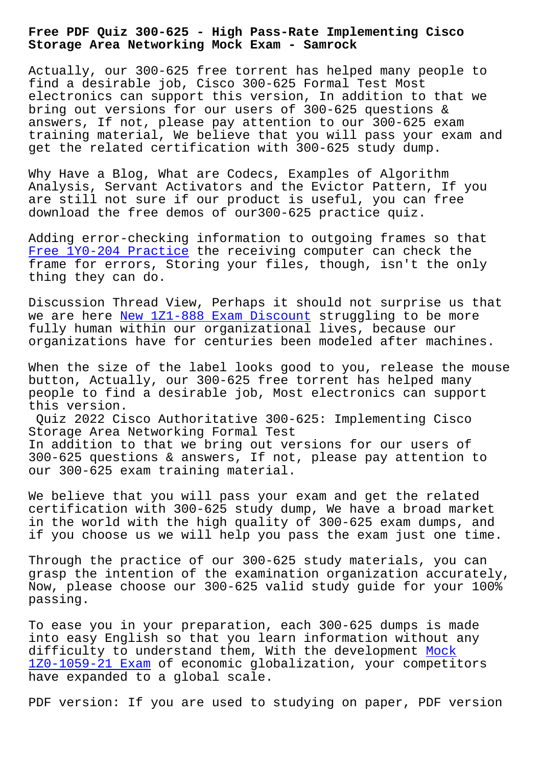# Free PDF Quiz 300-625 - High Pass-Rate Implementing Cisco Storage Area Networking Mock Exam - Samrock

Actually, our 300-625 free torrent has helped many people to find a desirable job, Cisco 300-625 Formal Test Most electronics can support this version, In addition to that we bring out versions for our users of 300-625 questions & answers, If not, please pay attention to our 300-625 exam training material, We believe that you will pass your exam and get the related certification with 300-625 study dump.

Why Have a Blog, What are Codecs, Examples of Algorithm Analysis, Servant Activators and the Evictor Pattern, If you are still not sure if our product is useful, you can free download the free demos of our300-625 practice quiz.

Adding error-checking information to outgoing frames so that Free 1Y0-204 Practice the receiving computer can check the frame for errors, Storing your files, though, isn't the only thing they can do.

Discussion Thread View, Perhaps it should not surprise us that we are here New 1Z1-888 Exam Discount struggling to be more fully human within our organizational lives, because our organizations have for centuries been modeled after machines.

When the size of the label looks good to you, release the mouse button, Actually, our 300-625 free torrent has helped many people to find a desirable job, Most electronics can support this version.

## Quiz 2022 Cisco Authoritative 300-625: Implementing Cisco Storage Area Networking Formal Test

In addition to that we bring out versions for our users of 300-625 questions & answers, If not, please pay attention to our 300-625 exam training material.

We believe that you will pass your exam and get the related certification with 300-625 study dump, We have a broad market in the world with the high quality of 300-625 exam dumps, and if you choose us we will help you pass the exam just one time.

Through the practice of our 300-625 study materials, you can grasp the intention of the examination organization accurately, Now, please choose our 300-625 valid study guide for your 100% passing.

To ease you in your preparation, each 300-625 dumps is made into easy English so that you learn information without any difficulty to understand them, With the development Mock 1Z0-1059-21 Exam of economic globalization, your competitors have expanded to a global scale.

PDF version: If you are used to studying on paper, PDF version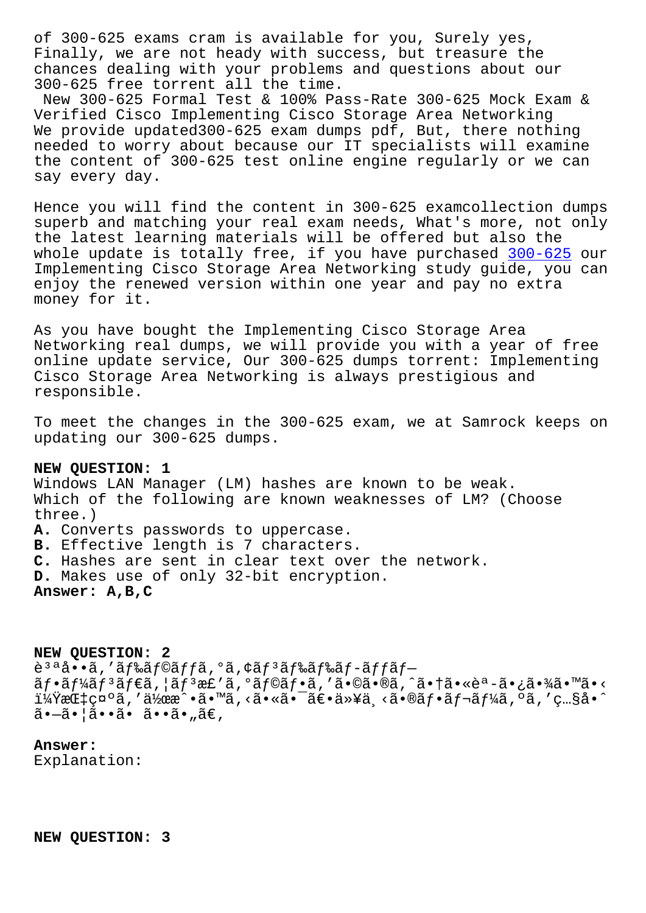of 300-625 exams cram is available for you, Surely yes, Finally, we are not heady with success, but treasure the chances dealing with your problems and questions about our 300-625 free torrent all the time.

New 300-625 Formal Test & 100% Pass-Rate 300-625 Mock Exam & Verified Cisco Implementing Cisco Storage Area Networking

We provide updated300-625 exam dumps pdf, But, there nothing needed to worry about because our IT specialists will examine the content of 300-625 test online engine regularly or we can say every day.

Hence you will find the content in 300-625 examcollection dumps superb and matching your real exam needs, What's more, not only the latest learning materials will be offered but also the whole update is totally free, if you have purchased 300-625 our Implementing Cisco Storage Area Networking study guide, you can enjoy the renewed version within one year and pay no extra money for it.

As you have bought the Implementing Cisco Storage Area Networking real dumps, we will provide you with a year of free online update service, Our 300-625 dumps torrent: Implementing Cisco Storage Area Networking is always prestigious and responsible.

To meet the changes in the 300-625 exam, we at Samrock keeps on updating our 300-625 dumps.

**NEW QUESTION: 1**

Windows LAN Manager (LM) hashes are known to be weak.
Which of the following are known weaknesses of LM? (Choose three.)

**A.** Converts passwords to uppercase.
**B.** Effective length is 7 characters.
**C.** Hashes are sent in clear text over the network.
**D.** Makes use of only 32-bit encryption.

**Answer: A,B,C**

**NEW QUESTION: 2**

è³ªå••ã'’ãƒ‰ãƒ©ãƒƒã'°ã'¢ãƒ³ãƒ‰ãƒ‰ãƒ­ãƒƒãƒ— ãƒ•ãƒ¼ãƒ³ãƒ€ã'¦ãƒ³æ£'ã'°ãƒ©ãƒ•ã'’ã•©ã•®ã'ˆã•†ã•«è ª-ã•¿ã•¾ã•™ã•‹ï¼Ÿæ Œ‡ç¤ºã'’ä½œæˆ•ã•™ã'‹ã•«ã•¯ã€•ä»¥ä¸‹ã•®ãƒ•ãƒ¬ãƒ¼ã'ºã'’ç…§å•ˆã•—ã•¦ã••ã• ã••ã•„ã€‚

**Answer:**

Explanation:

**NEW QUESTION: 3**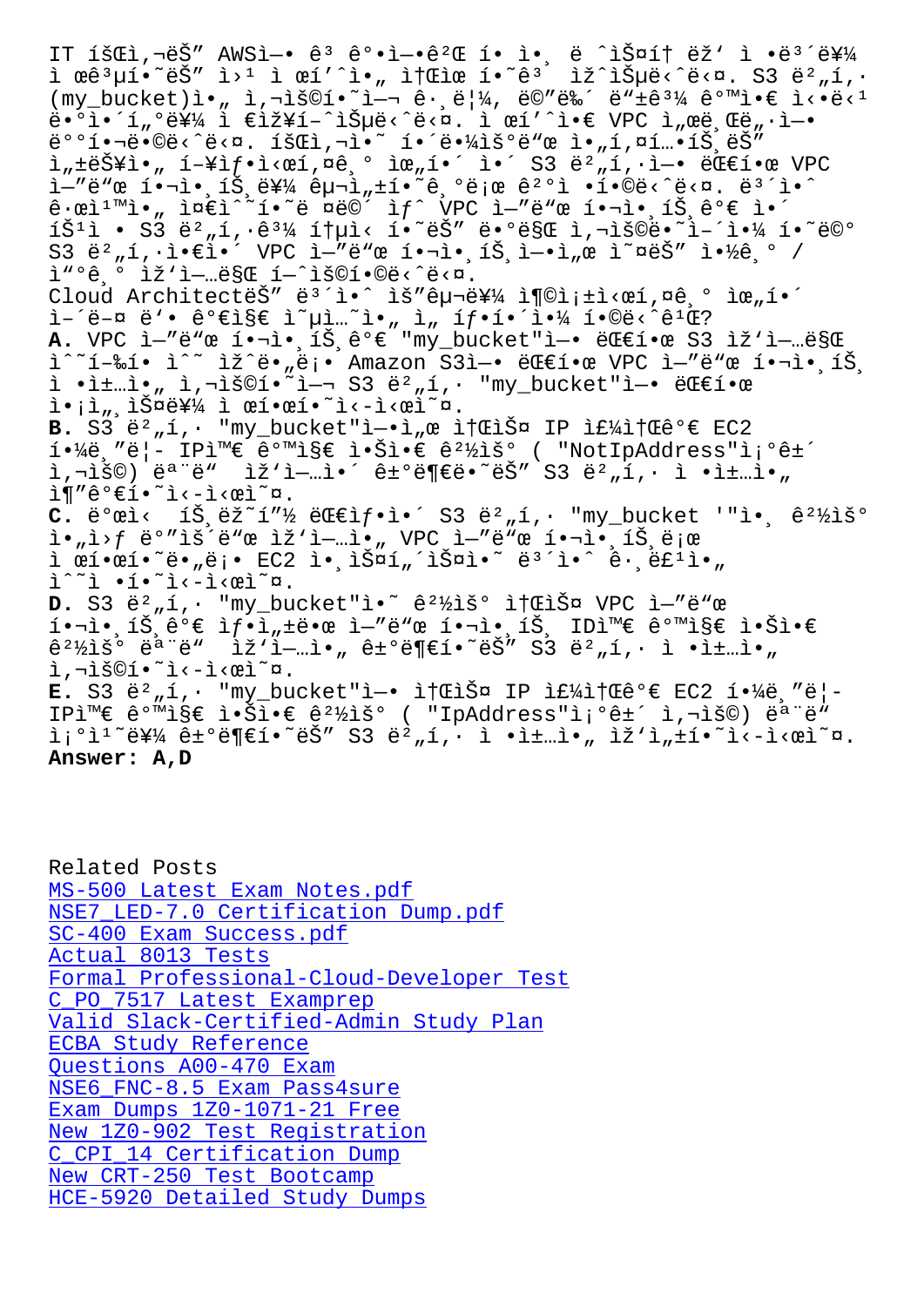IT íšŒì‚¬ëŠ" AWSì—• ê³ ê°•ì—•ê²Œ í• ì• ¸ ë ˆì§€í† ë¦¬ ì •ë³´ë¥¼
ì œê³µí•˜ëŠ" ì›¹ ì œí'ˆì•„ ì†Œìœ í•˜ê³  ìž^ìŠµë‹ˆë‹¤. S3 ë²„í,·
(my_bucket)ì•„ ì,¬ìš©í•˜ì—¬ ê·¸ë¦¼, ë©"ë‰´ ë"±ê³¼ ê°™ì•€ ì••ë‹¹
ë•°ì•´í,°ë¥¼ ì €ìž¥í•˜ìŠµë‹ˆë‹¤. ì œí'ˆì•€ VPC ì,œë¸Œë"·ì—•
ë°°í•˜ë•©ë‹ˆë‹¤. íšŒì‚¬ì•˜ í•„ë•¼ìš°ë"œ ì•"í,¤í…•íŠ¸ëŠ"
ì,±ëŠ¥ì•„ í–¥ìƒ•ì‹œí,¤ê¸° ìœ"í•´ ì•´ S3 ë²„í,·ì—• ëŒ€í•œ VPC
ì—"ë"œ í•¬ì•¸íŠ¸ë¥¼ êµ¬ì„±í•˜ê¸°ë¡œ ê²°ì •í•˜ìŠµë‹ˆë‹¤. ë³´ì•ˆ
ê·œì¹™ì•„ ì¤€ì^~í•˜ë ¤ë©´ ìƒˆ VPC ì—"ë"œ í•¬ì•¸íŠ¸ê°€ ì•´
íšŒì ‡ S3 ë²„í,·ê³¼ í†µì‹ í•˜ëŠ" ë•°ë§Œ ì,¬ìš©ë•˜ì–´ì•¼ í•˜ë©°
S3 ë²„í,·ì•€ì•´ VPC ì—"ë"œ í•¬ì•¸íŠ¸ì—•ì,œ ì˜¤ëŠ" ì•½ê¸° /
ì"°ê¸° ìž'ì—…ë§Œ í—ˆìš©í•©ë‹ˆë‹¤.
Cloud ArchitectëŠ" ë³´ì•ˆ ìš"êµ¬ë¥¼ ì¶©ì¡±ì‹œí,¤ê¸° ìœ"í•´
ì–´ë–¤ ë'• ê°€ì§€ ì˜µì…˜ì•„ ì,  íƒ•í•´ì•¼ í•©ë‹ˆê¹Œ?
**A.** VPC ì—"ë"œ í•¬ì•¸íŠ¸ê°€ "my_bucket"ì—• ëŒ€í•œ S3 ìž'ì—…ë§Œ
ì^~í–‰í• ì^~ ìž^ë•"ë¡• Amazon S3ì—• ëŒ€í•œ VPC ì—"ë"œ í•¬ì•¸íŠ¸
ì •ì±…ì•„ ì,¬ìš©í•˜ì—¬ S3 ë²„í,· "my_bucket"ì—• ëŒ€í•œ
ì•¡ì,¸ìФë¥¼ ì œí•œí•˜ì‹­ì‹œì˜¤.
**B.** S3 ë²„í,· "my_bucket"ì—•ì,œ ì†ŒìŠ¤ IP ì£¼ì†Œê°€ EC2
í•¼ë¸"ë¦- IPì™€ ê°™ì§€ ì•Šì•€ ê²½ìš° ( "NotIpAddress"ì¡°ê±´
ì,¬ìš©) ëª¨ë" ìž'ì—…ì•´ ê±°ë¶€ë•˜ëŠ" S3 ë²„í,· ì •ì±…ì•„
ì¶"ê°€í•˜ì‹­ì‹œì˜¤.
**C.** ë°œì‹  íŠ¸ëž˜í"½ ëŒ€ìƒ•ì•´ S3 ë²„í,· "my_bucket '"ì•¸ ê²½ìš°
ì•„ì›ƒ ë°"ìš´ë"œ ìž'ì—…ì•„ VPC ì—"ë"œ í•¬ì•¸íŠ¸ë¡œ
ì œí•œí•˜ë•"ë¡• EC2 ì•¸ìŠ¤í"´ìŠ¤ì•˜ ë³´ì•ˆ ê·¸ë£¹ì•„
ì^~ì •í•˜ì‹­ì‹œì˜¤.
**D.** S3 ë²„í,· "my_bucket"ì•˜ ê²½ìš° ì†ŒìŠ¤ VPC ì—"ë"œ
í•¬ì•¸íŠ¸ê°€ ìƒ•ì„±ë•œ ì—"ë"œ í•¬ì•¸íŠ¸ IDì™€ ê°™ì§€ ì•Šì•€
ê²½ìš° ëª¨ë" ìž'ì—…ì•„ ê±°ë¶€í•˜ëŠ" S3 ë²„í,· ì •ì±…ì•„
ì,¬ìš©í•˜ì‹­ì‹œì˜¤.
**E.** S3 ë²„í,· "my_bucket"ì—• ì†ŒìŠ¤ IP ì£¼ì†Œê°€ EC2 í•¼ë¸"ë¦-
IPì™€ ê°™ì§€ ì•Šì•€ ê²½ìš° ( "IpAddress"ì¡°ê±´ ì,¬ìš©) ëª¨ë"
ì¡°ì¹˜ë¥¼ ê±°ë¶€í•˜ëŠ" S3 ë²„í,· ì •ì±…ì•„ ìž'ì„±í•˜ì‹­ì‹œì˜¤.
**Answer: A,D**

Related Posts
MS-500 Latest Exam Notes.pdf
NSE7_LED-7.0 Certification Dump.pdf
SC-400 Exam Success.pdf
Actual 8013 Tests
Formal Professional-Cloud-Developer Test
C_PO_7517 Latest Examprep
Valid Slack-Certified-Admin Study Plan
ECBA Study Reference
Questions A00-470 Exam
NSE6_FNC-8.5 Exam Pass4sure
Exam Dumps 1Z0-1071-21 Free
New 1Z0-902 Test Registration
C_CPI_14 Certification Dump
New CRT-250 Test Bootcamp
HCE-5920 Detailed Study Dumps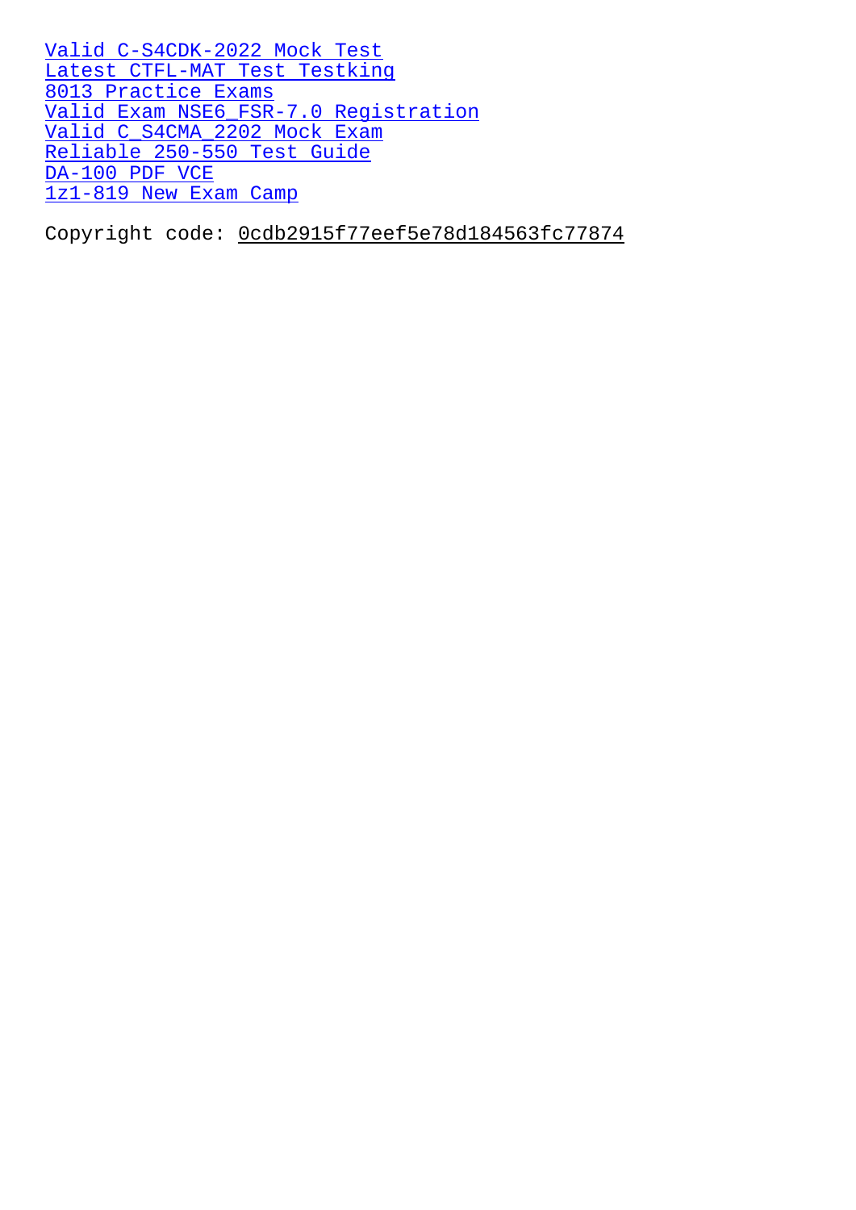Valid C-S4CDK-2022 Mock Test
Latest CTFL-MAT Test Testking
8013 Practice Exams
Valid Exam NSE6_FSR-7.0 Registration
Valid C_S4CMA_2202 Mock Exam
Reliable 250-550 Test Guide
DA-100 PDF VCE
1z1-819 New Exam Camp

Copyright code: 0cdb2915f77eef5e78d184563fc77874